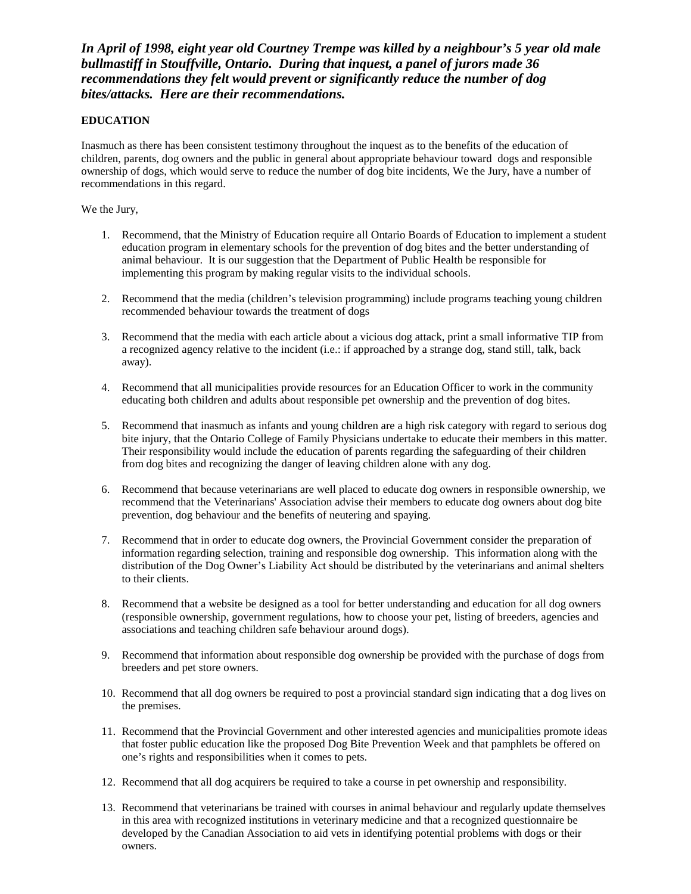***In April of 1998, eight year old Courtney Trempe was killed by a neighbour's 5 year old male bullmastiff in Stouffville, Ontario. During that inquest, a panel of jurors made 36 recommendations they felt would prevent or significantly reduce the number of dog bites/attacks. Here are their recommendations.***

**EDUCATION**

Inasmuch as there has been consistent testimony throughout the inquest as to the benefits of the education of children, parents, dog owners and the public in general about appropriate behaviour toward dogs and responsible ownership of dogs, which would serve to reduce the number of dog bite incidents, We the Jury, have a number of recommendations in this regard.

We the Jury,

1. Recommend, that the Ministry of Education require all Ontario Boards of Education to implement a student education program in elementary schools for the prevention of dog bites and the better understanding of animal behaviour. It is our suggestion that the Department of Public Health be responsible for implementing this program by making regular visits to the individual schools.

2. Recommend that the media (children's television programming) include programs teaching young children recommended behaviour towards the treatment of dogs

3. Recommend that the media with each article about a vicious dog attack, print a small informative TIP from a recognized agency relative to the incident (i.e.: if approached by a strange dog, stand still, talk, back away).

4. Recommend that all municipalities provide resources for an Education Officer to work in the community educating both children and adults about responsible pet ownership and the prevention of dog bites.

5. Recommend that inasmuch as infants and young children are a high risk category with regard to serious dog bite injury, that the Ontario College of Family Physicians undertake to educate their members in this matter. Their responsibility would include the education of parents regarding the safeguarding of their children from dog bites and recognizing the danger of leaving children alone with any dog.

6. Recommend that because veterinarians are well placed to educate dog owners in responsible ownership, we recommend that the Veterinarians' Association advise their members to educate dog owners about dog bite prevention, dog behaviour and the benefits of neutering and spaying.

7. Recommend that in order to educate dog owners, the Provincial Government consider the preparation of information regarding selection, training and responsible dog ownership. This information along with the distribution of the Dog Owner's Liability Act should be distributed by the veterinarians and animal shelters to their clients.

8. Recommend that a website be designed as a tool for better understanding and education for all dog owners (responsible ownership, government regulations, how to choose your pet, listing of breeders, agencies and associations and teaching children safe behaviour around dogs).

9. Recommend that information about responsible dog ownership be provided with the purchase of dogs from breeders and pet store owners.

10. Recommend that all dog owners be required to post a provincial standard sign indicating that a dog lives on the premises.

11. Recommend that the Provincial Government and other interested agencies and municipalities promote ideas that foster public education like the proposed Dog Bite Prevention Week and that pamphlets be offered on one's rights and responsibilities when it comes to pets.

12. Recommend that all dog acquirers be required to take a course in pet ownership and responsibility.

13. Recommend that veterinarians be trained with courses in animal behaviour and regularly update themselves in this area with recognized institutions in veterinary medicine and that a recognized questionnaire be developed by the Canadian Association to aid vets in identifying potential problems with dogs or their owners.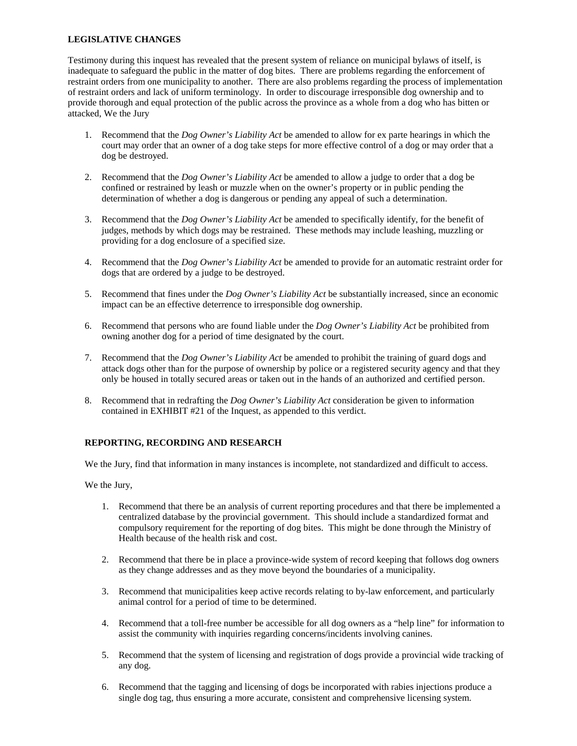**LEGISLATIVE CHANGES**

Testimony during this inquest has revealed that the present system of reliance on municipal bylaws of itself, is inadequate to safeguard the public in the matter of dog bites. There are problems regarding the enforcement of restraint orders from one municipality to another. There are also problems regarding the process of implementation of restraint orders and lack of uniform terminology. In order to discourage irresponsible dog ownership and to provide thorough and equal protection of the public across the province as a whole from a dog who has bitten or attacked, We the Jury

1. Recommend that the *Dog Owner's Liability Act* be amended to allow for ex parte hearings in which the court may order that an owner of a dog take steps for more effective control of a dog or may order that a dog be destroyed.

2. Recommend that the *Dog Owner's Liability Act* be amended to allow a judge to order that a dog be confined or restrained by leash or muzzle when on the owner's property or in public pending the determination of whether a dog is dangerous or pending any appeal of such a determination.

3. Recommend that the *Dog Owner's Liability Act* be amended to specifically identify, for the benefit of judges, methods by which dogs may be restrained. These methods may include leashing, muzzling or providing for a dog enclosure of a specified size.

4. Recommend that the *Dog Owner's Liability Act* be amended to provide for an automatic restraint order for dogs that are ordered by a judge to be destroyed.

5. Recommend that fines under the *Dog Owner's Liability Act* be substantially increased, since an economic impact can be an effective deterrence to irresponsible dog ownership.

6. Recommend that persons who are found liable under the *Dog Owner's Liability Act* be prohibited from owning another dog for a period of time designated by the court.

7. Recommend that the *Dog Owner's Liability Act* be amended to prohibit the training of guard dogs and attack dogs other than for the purpose of ownership by police or a registered security agency and that they only be housed in totally secured areas or taken out in the hands of an authorized and certified person.

8. Recommend that in redrafting the *Dog Owner's Liability Act* consideration be given to information contained in EXHIBIT #21 of the Inquest, as appended to this verdict.

**REPORTING, RECORDING AND RESEARCH**

We the Jury, find that information in many instances is incomplete, not standardized and difficult to access.

We the Jury,

1. Recommend that there be an analysis of current reporting procedures and that there be implemented a centralized database by the provincial government. This should include a standardized format and compulsory requirement for the reporting of dog bites. This might be done through the Ministry of Health because of the health risk and cost.

2. Recommend that there be in place a province-wide system of record keeping that follows dog owners as they change addresses and as they move beyond the boundaries of a municipality.

3. Recommend that municipalities keep active records relating to by-law enforcement, and particularly animal control for a period of time to be determined.

4. Recommend that a toll-free number be accessible for all dog owners as a "help line" for information to assist the community with inquiries regarding concerns/incidents involving canines.

5. Recommend that the system of licensing and registration of dogs provide a provincial wide tracking of any dog.

6. Recommend that the tagging and licensing of dogs be incorporated with rabies injections produce a single dog tag, thus ensuring a more accurate, consistent and comprehensive licensing system.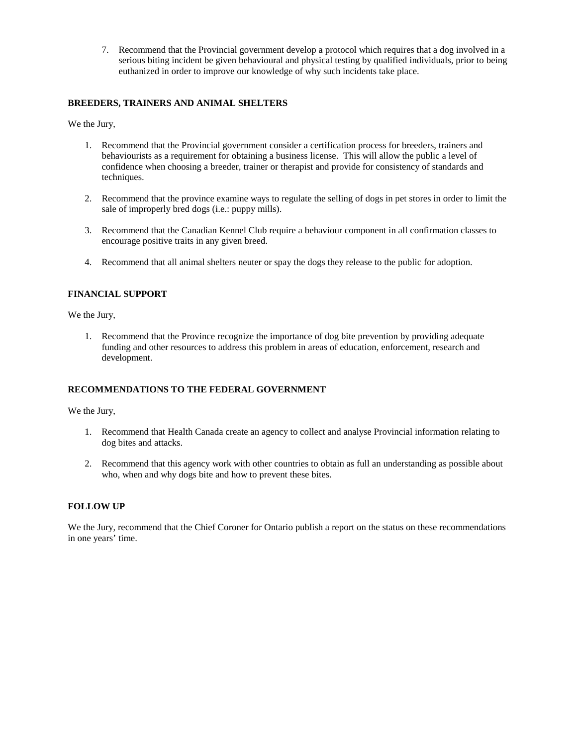7. Recommend that the Provincial government develop a protocol which requires that a dog involved in a serious biting incident be given behavioural and physical testing by qualified individuals, prior to being euthanized in order to improve our knowledge of why such incidents take place.

**BREEDERS, TRAINERS AND ANIMAL SHELTERS**

We the Jury,

1. Recommend that the Provincial government consider a certification process for breeders, trainers and behaviourists as a requirement for obtaining a business license. This will allow the public a level of confidence when choosing a breeder, trainer or therapist and provide for consistency of standards and techniques.

2. Recommend that the province examine ways to regulate the selling of dogs in pet stores in order to limit the sale of improperly bred dogs (i.e.: puppy mills).

3. Recommend that the Canadian Kennel Club require a behaviour component in all confirmation classes to encourage positive traits in any given breed.

4. Recommend that all animal shelters neuter or spay the dogs they release to the public for adoption.

**FINANCIAL SUPPORT**

We the Jury,

1. Recommend that the Province recognize the importance of dog bite prevention by providing adequate funding and other resources to address this problem in areas of education, enforcement, research and development.

**RECOMMENDATIONS TO THE FEDERAL GOVERNMENT**

We the Jury,

1. Recommend that Health Canada create an agency to collect and analyse Provincial information relating to dog bites and attacks.

2. Recommend that this agency work with other countries to obtain as full an understanding as possible about who, when and why dogs bite and how to prevent these bites.

**FOLLOW UP**

We the Jury, recommend that the Chief Coroner for Ontario publish a report on the status on these recommendations in one years' time.